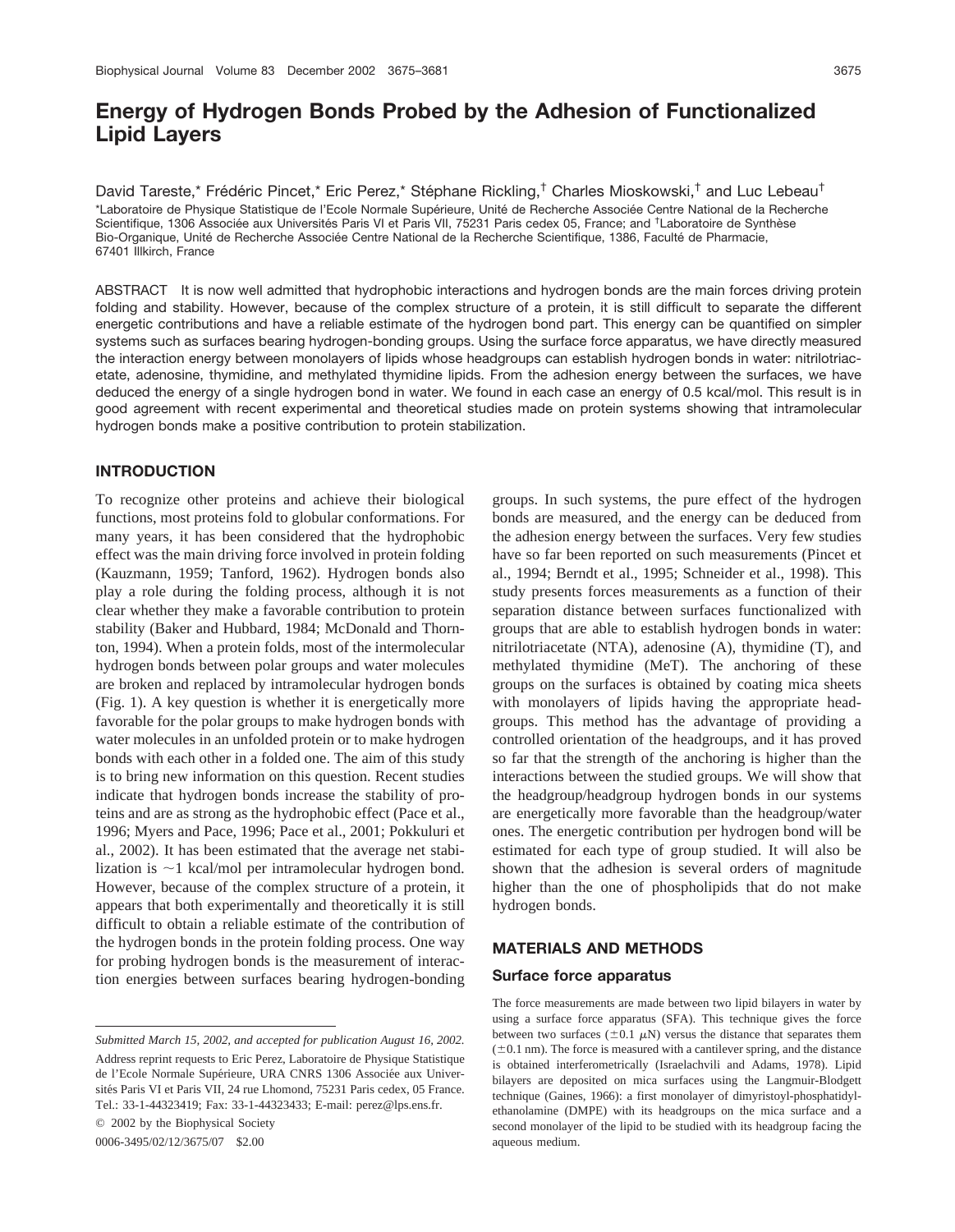# Energy of Hydrogen Bonds Probed by the Adhesion of Functionalized Lipid Layers

David Tareste,* Frédéric Pincet,* Eric Perez,* Stéphane Rickling,[†] Charles Mioskowski,[†] and Luc Lebeau[†]

*Laboratoire de Physique Statistique de l'Ecole Normale Supérieure, Unité de Recherche Associée Centre National de la Recherche Scientifique, 1306 Associée aux Universités Paris VI et Paris VII, 75231 Paris cedex 05, France; and [†]Laboratoire de Synthèse Bio-Organique, Unité de Recherche Associée Centre National de la Recherche Scientifique, 1386, Faculté de Pharmacie, 67401 Illkirch, France

ABSTRACT It is now well admitted that hydrophobic interactions and hydrogen bonds are the main forces driving protein folding and stability. However, because of the complex structure of a protein, it is still difficult to separate the different energetic contributions and have a reliable estimate of the hydrogen bond part. This energy can be quantified on simpler systems such as surfaces bearing hydrogen-bonding groups. Using the surface force apparatus, we have directly measured the interaction energy between monolayers of lipids whose headgroups can establish hydrogen bonds in water: nitrilotriacetate, adenosine, thymidine, and methylated thymidine lipids. From the adhesion energy between the surfaces, we have deduced the energy of a single hydrogen bond in water. We found in each case an energy of 0.5 kcal/mol. This result is in good agreement with recent experimental and theoretical studies made on protein systems showing that intramolecular hydrogen bonds make a positive contribution to protein stabilization.

## INTRODUCTION

To recognize other proteins and achieve their biological functions, most proteins fold to globular conformations. For many years, it has been considered that the hydrophobic effect was the main driving force involved in protein folding (Kauzmann, 1959; Tanford, 1962). Hydrogen bonds also play a role during the folding process, although it is not clear whether they make a favorable contribution to protein stability (Baker and Hubbard, 1984; McDonald and Thornton, 1994). When a protein folds, most of the intermolecular hydrogen bonds between polar groups and water molecules are broken and replaced by intramolecular hydrogen bonds (Fig. 1). A key question is whether it is energetically more favorable for the polar groups to make hydrogen bonds with water molecules in an unfolded protein or to make hydrogen bonds with each other in a folded one. The aim of this study is to bring new information on this question. Recent studies indicate that hydrogen bonds increase the stability of proteins and are as strong as the hydrophobic effect (Pace et al., 1996; Myers and Pace, 1996; Pace et al., 2001; Pokkuluri et al., 2002). It has been estimated that the average net stabilization is ~1 kcal/mol per intramolecular hydrogen bond. However, because of the complex structure of a protein, it appears that both experimentally and theoretically it is still difficult to obtain a reliable estimate of the contribution of the hydrogen bonds in the protein folding process. One way for probing hydrogen bonds is the measurement of interaction energies between surfaces bearing hydrogen-bonding groups. In such systems, the pure effect of the hydrogen bonds are measured, and the energy can be deduced from the adhesion energy between the surfaces. Very few studies have so far been reported on such measurements (Pincet et al., 1994; Berndt et al., 1995; Schneider et al., 1998). This study presents forces measurements as a function of their separation distance between surfaces functionalized with groups that are able to establish hydrogen bonds in water: nitrilotriacetate (NTA), adenosine (A), thymidine (T), and methylated thymidine (MeT). The anchoring of these groups on the surfaces is obtained by coating mica sheets with monolayers of lipids having the appropriate headgroups. This method has the advantage of providing a controlled orientation of the headgroups, and it has proved so far that the strength of the anchoring is higher than the interactions between the studied groups. We will show that the headgroup/headgroup hydrogen bonds in our systems are energetically more favorable than the headgroup/water ones. The energetic contribution per hydrogen bond will be estimated for each type of group studied. It will also be shown that the adhesion is several orders of magnitude higher than the one of phospholipids that do not make hydrogen bonds.

## MATERIALS AND METHODS

### Surface force apparatus

The force measurements are made between two lipid bilayers in water by using a surface force apparatus (SFA). This technique gives the force between two surfaces ($\pm 0.1$ $\mu$N) versus the distance that separates them ($\pm 0.1$ nm). The force is measured with a cantilever spring, and the distance is obtained interferometrically (Israelachvili and Adams, 1978). Lipid bilayers are deposited on mica surfaces using the Langmuir-Blodgett technique (Gaines, 1966): a first monolayer of dimyristoyl-phosphatidyl-ethanolamine (DMPE) with its headgroups on the mica surface and a second monolayer of the lipid to be studied with its headgroup facing the aqueous medium.

*Submitted March 15, 2002, and accepted for publication August 16, 2002.*

Address reprint requests to Eric Perez, Laboratoire de Physique Statistique de l'Ecole Normale Supérieure, URA CNRS 1306 Associée aux Universités Paris VI et Paris VII, 24 rue Lhomond, 75231 Paris cedex, 05 France. Tel.: 33-1-44323419; Fax: 33-1-44323433; E-mail: perez@lps.ens.fr.

© 2002 by the Biophysical Society

0006-3495/02/12/3675/07 $2.00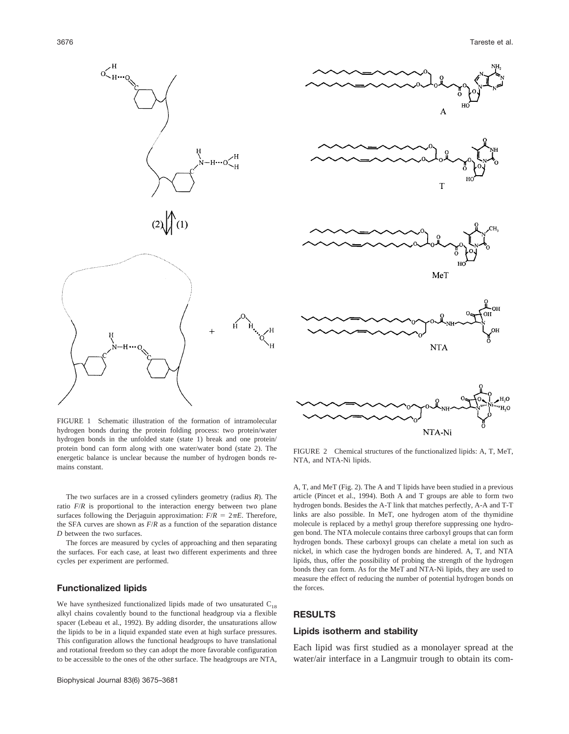FIGURE 1 Schematic illustration of the formation of intramolecular hydrogen bonds during the protein folding process: two protein/water hydrogen bonds in the unfolded state (state 1) break and one protein/protein bond can form along with one water/water bond (state 2). The energetic balance is unclear because the number of hydrogen bonds remains constant.

FIGURE 2 Chemical structures of the functionalized lipids: A, T, MeT, NTA, and NTA-Ni lipids.

The two surfaces are in a crossed cylinders geometry (radius $R$). The ratio $F/R$ is proportional to the interaction energy between two plane surfaces following the Derjaguin approximation: $F/R = 2\pi E$. Therefore, the SFA curves are shown as $F/R$ as a function of the separation distance $D$ between the two surfaces.

The forces are measured by cycles of approaching and then separating the surfaces. For each case, at least two different experiments and three cycles per experiment are performed.

### Functionalized lipids

We have synthesized functionalized lipids made of two unsaturated $C_{18}$ alkyl chains covalently bound to the functional headgroup via a flexible spacer (Lebeau et al., 1992). By adding disorder, the unsaturations allow the lipids to be in a liquid expanded state even at high surface pressures. This configuration allows the functional headgroups to have translational and rotational freedom so they can adopt the more favorable configuration to be accessible to the ones of the other surface. The headgroups are NTA, A, T, and MeT (Fig. 2). The A and T lipids have been studied in a previous article (Pincet et al., 1994). Both A and T groups are able to form two hydrogen bonds. Besides the A-T link that matches perfectly, A-A and T-T links are also possible. In MeT, one hydrogen atom of the thymidine molecule is replaced by a methyl group therefore suppressing one hydrogen bond. The NTA molecule contains three carboxyl groups that can form hydrogen bonds. These carboxyl groups can chelate a metal ion such as nickel, in which case the hydrogen bonds are hindered. A, T, and NTA lipids, thus, offer the possibility of probing the strength of the hydrogen bonds they can form. As for the MeT and NTA-Ni lipids, they are used to measure the effect of reducing the number of potential hydrogen bonds on the forces.

## RESULTS

### Lipids isotherm and stability

Each lipid was first studied as a monolayer spread at the water/air interface in a Langmuir trough to obtain its com-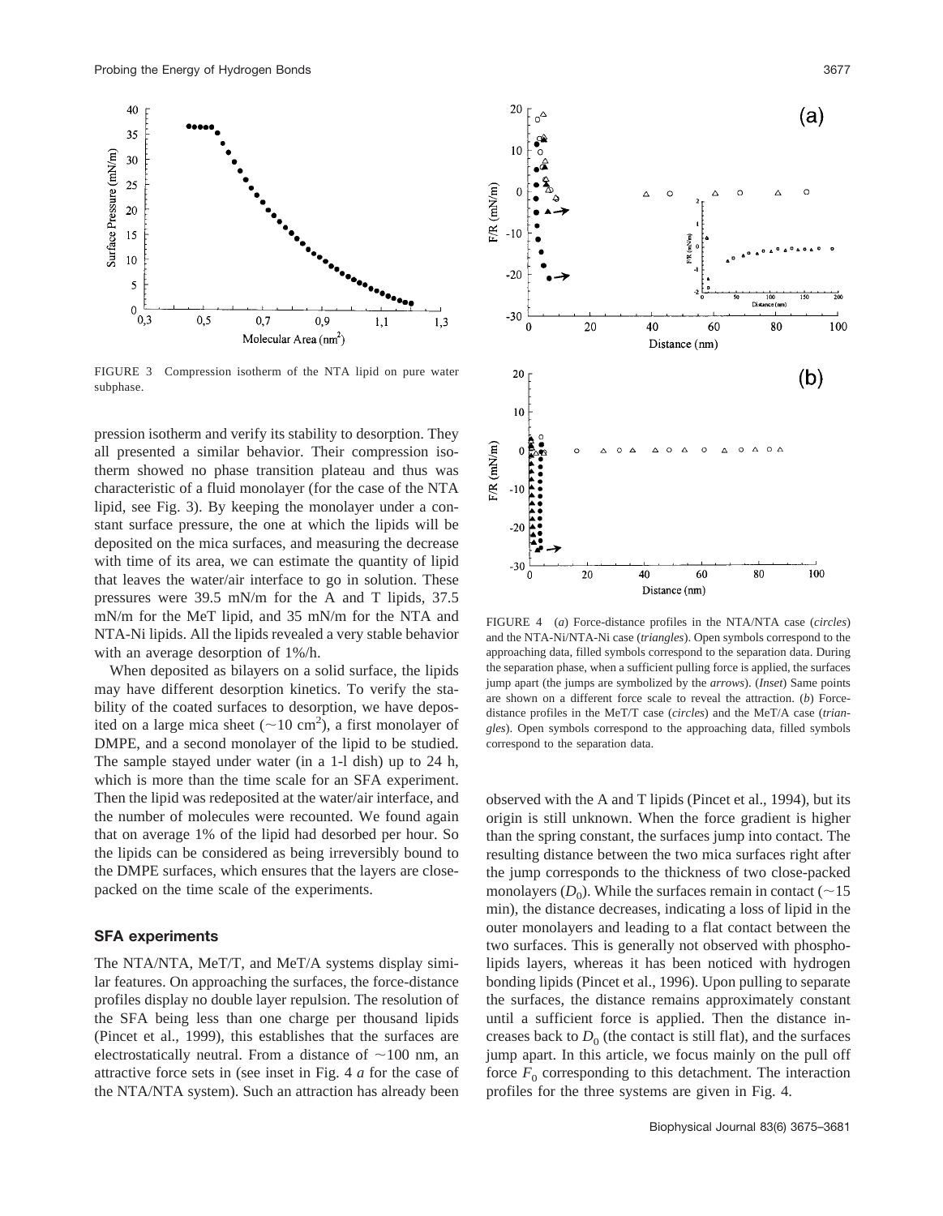FIGURE 3 Compression isotherm of the NTA lipid on pure water subphase.

pression isotherm and verify its stability to desorption. They all presented a similar behavior. Their compression isotherm showed no phase transition plateau and thus was characteristic of a fluid monolayer (for the case of the NTA lipid, see Fig. 3). By keeping the monolayer under a constant surface pressure, the one at which the lipids will be deposited on the mica surfaces, and measuring the decrease with time of its area, we can estimate the quantity of lipid that leaves the water/air interface to go in solution. These pressures were 39.5 mN/m for the A and T lipids, 37.5 mN/m for the MeT lipid, and 35 mN/m for the NTA and NTA-Ni lipids. All the lipids revealed a very stable behavior with an average desorption of 1%/h.

When deposited as bilayers on a solid surface, the lipids may have different desorption kinetics. To verify the stability of the coated surfaces to desorption, we have deposited on a large mica sheet (~10 cm$^2$), a first monolayer of DMPE, and a second monolayer of the lipid to be studied. The sample stayed under water (in a 1-l dish) up to 24 h, which is more than the time scale for an SFA experiment. Then the lipid was redeposited at the water/air interface, and the number of molecules were recounted. We found again that on average 1% of the lipid had desorbed per hour. So the lipids can be considered as being irreversibly bound to the DMPE surfaces, which ensures that the layers are close-packed on the time scale of the experiments.

### SFA experiments

The NTA/NTA, MeT/T, and MeT/A systems display similar features. On approaching the surfaces, the force-distance profiles display no double layer repulsion. The resolution of the SFA being less than one charge per thousand lipids (Pincet et al., 1999), this establishes that the surfaces are electrostatically neutral. From a distance of ~100 nm, an attractive force sets in (see inset in Fig. 4 *a* for the case of the NTA/NTA system). Such an attraction has already been observed with the A and T lipids (Pincet et al., 1994), but its origin is still unknown. When the force gradient is higher than the spring constant, the surfaces jump into contact. The resulting distance between the two mica surfaces right after the jump corresponds to the thickness of two close-packed monolayers ($D_0$). While the surfaces remain in contact (~15 min), the distance decreases, indicating a loss of lipid in the outer monolayers and leading to a flat contact between the two surfaces. This is generally not observed with phospholipids layers, whereas it has been noticed with hydrogen bonding lipids (Pincet et al., 1996). Upon pulling to separate the surfaces, the distance remains approximately constant until a sufficient force is applied. Then the distance increases back to $D_0$ (the contact is still flat), and the surfaces jump apart. In this article, we focus mainly on the pull off force $F_0$ corresponding to this detachment. The interaction profiles for the three systems are given in Fig. 4.

FIGURE 4 (*a*) Force-distance profiles in the NTA/NTA case (*circles*) and the NTA-Ni/NTA-Ni case (*triangles*). Open symbols correspond to the approaching data, filled symbols correspond to the separation data. During the separation phase, when a sufficient pulling force is applied, the surfaces jump apart (the jumps are symbolized by the *arrows*). (*Inset*) Same points are shown on a different force scale to reveal the attraction. (*b*) Force-distance profiles in the MeT/T case (*circles*) and the MeT/A case (*triangles*). Open symbols correspond to the approaching data, filled symbols correspond to the separation data.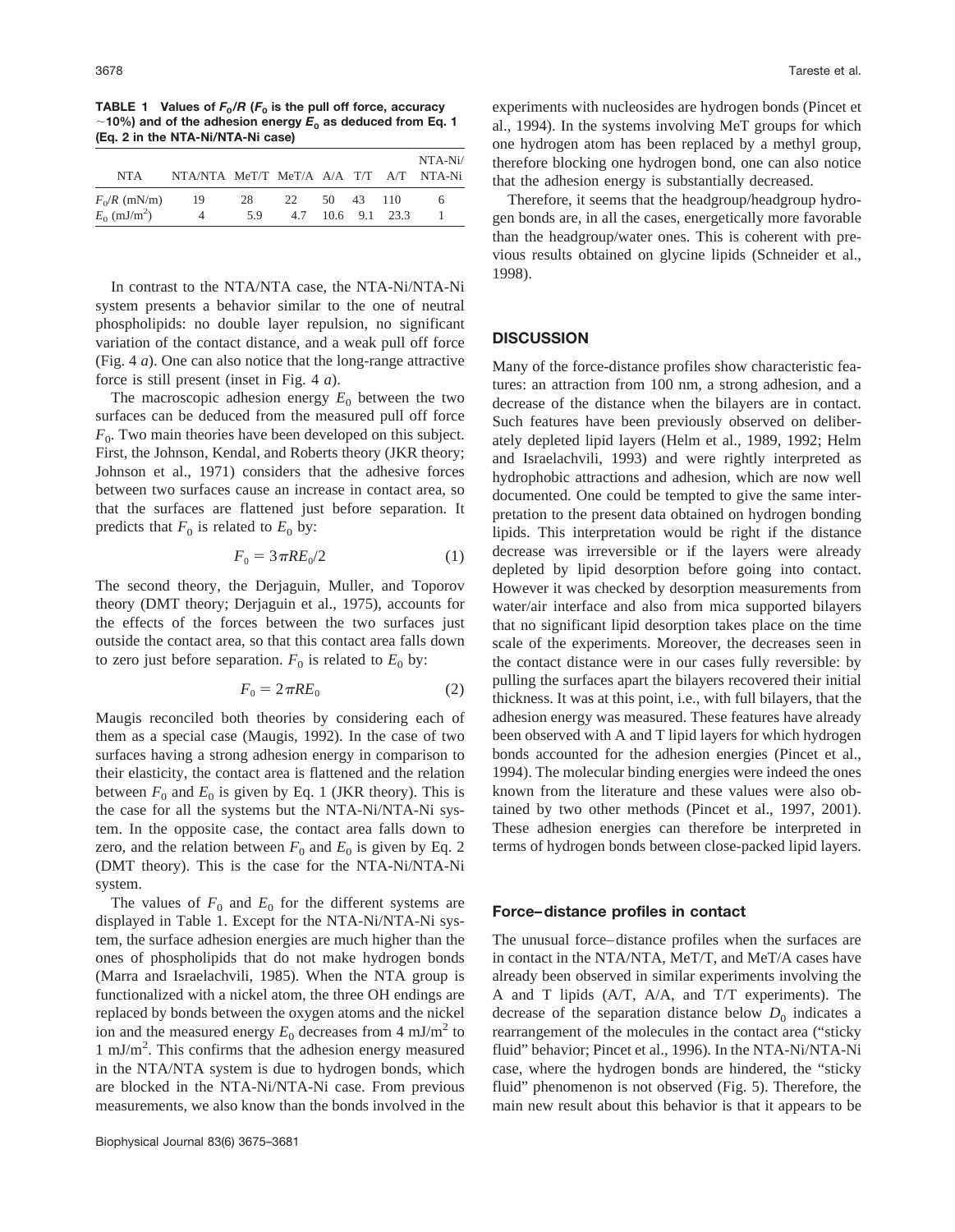**TABLE 1 Values of $F_0/R$ ($F_0$ is the pull off force, accuracy ~10%) and of the adhesion energy $E_0$ as deduced from Eq. 1 (Eq. 2 in the NTA-Ni/NTA-Ni case)**

| NTA | NTA/NTA | MeT/T | MeT/A | A/A | T/T | A/T | NTA-Ni/ NTA-Ni |
|---|---|---|---|---|---|---|---|
| $F_0/R$ (mN/m) | 19 | 28 | 22 | 50 | 43 | 110 | 6 |
| $E_0$ (mJ/m$^2$) | 4 | 5.9 | 4.7 | 10.6 | 9.1 | 23.3 | 1 |

In contrast to the NTA/NTA case, the NTA-Ni/NTA-Ni system presents a behavior similar to the one of neutral phospholipids: no double layer repulsion, no significant variation of the contact distance, and a weak pull off force (Fig. 4 *a*). One can also notice that the long-range attractive force is still present (inset in Fig. 4 *a*).

The macroscopic adhesion energy $E_0$ between the two surfaces can be deduced from the measured pull off force $F_0$. Two main theories have been developed on this subject. First, the Johnson, Kendal, and Roberts theory (JKR theory; Johnson et al., 1971) considers that the adhesive forces between two surfaces cause an increase in contact area, so that the surfaces are flattened just before separation. It predicts that $F_0$ is related to $E_0$ by:

$$F_0 = 3\pi R E_0/2 \tag{1}$$

The second theory, the Derjaguin, Muller, and Toporov theory (DMT theory; Derjaguin et al., 1975), accounts for the effects of the forces between the two surfaces just outside the contact area, so that this contact area falls down to zero just before separation. $F_0$ is related to $E_0$ by:

$$F_0 = 2\pi R E_0 \tag{2}$$

Maugis reconciled both theories by considering each of them as a special case (Maugis, 1992). In the case of two surfaces having a strong adhesion energy in comparison to their elasticity, the contact area is flattened and the relation between $F_0$ and $E_0$ is given by Eq. 1 (JKR theory). This is the case for all the systems but the NTA-Ni/NTA-Ni system. In the opposite case, the contact area falls down to zero, and the relation between $F_0$ and $E_0$ is given by Eq. 2 (DMT theory). This is the case for the NTA-Ni/NTA-Ni system.

The values of $F_0$ and $E_0$ for the different systems are displayed in Table 1. Except for the NTA-Ni/NTA-Ni system, the surface adhesion energies are much higher than the ones of phospholipids that do not make hydrogen bonds (Marra and Israelachvili, 1985). When the NTA group is functionalized with a nickel atom, the three OH endings are replaced by bonds between the oxygen atoms and the nickel ion and the measured energy $E_0$ decreases from 4 mJ/m$^2$ to 1 mJ/m$^2$. This confirms that the adhesion energy measured in the NTA/NTA system is due to hydrogen bonds, which are blocked in the NTA-Ni/NTA-Ni case. From previous measurements, we also know than the bonds involved in the experiments with nucleosides are hydrogen bonds (Pincet et al., 1994). In the systems involving MeT groups for which one hydrogen atom has been replaced by a methyl group, therefore blocking one hydrogen bond, one can also notice that the adhesion energy is substantially decreased.

Therefore, it seems that the headgroup/headgroup hydrogen bonds are, in all the cases, energetically more favorable than the headgroup/water ones. This is coherent with previous results obtained on glycine lipids (Schneider et al., 1998).

## DISCUSSION

Many of the force-distance profiles show characteristic features: an attraction from 100 nm, a strong adhesion, and a decrease of the distance when the bilayers are in contact. Such features have been previously observed on deliberately depleted lipid layers (Helm et al., 1989, 1992; Helm and Israelachvili, 1993) and were rightly interpreted as hydrophobic attractions and adhesion, which are now well documented. One could be tempted to give the same interpretation to the present data obtained on hydrogen bonding lipids. This interpretation would be right if the distance decrease was irreversible or if the layers were already depleted by lipid desorption before going into contact. However it was checked by desorption measurements from water/air interface and also from mica supported bilayers that no significant lipid desorption takes place on the time scale of the experiments. Moreover, the decreases seen in the contact distance were in our cases fully reversible: by pulling the surfaces apart the bilayers recovered their initial thickness. It was at this point, i.e., with full bilayers, that the adhesion energy was measured. These features have already been observed with A and T lipid layers for which hydrogen bonds accounted for the adhesion energies (Pincet et al., 1994). The molecular binding energies were indeed the ones known from the literature and these values were also obtained by two other methods (Pincet et al., 1997, 2001). These adhesion energies can therefore be interpreted in terms of hydrogen bonds between close-packed lipid layers.

### Force–distance profiles in contact

The unusual force–distance profiles when the surfaces are in contact in the NTA/NTA, MeT/T, and MeT/A cases have already been observed in similar experiments involving the A and T lipids (A/T, A/A, and T/T experiments). The decrease of the separation distance below $D_0$ indicates a rearrangement of the molecules in the contact area ("sticky fluid" behavior; Pincet et al., 1996). In the NTA-Ni/NTA-Ni case, where the hydrogen bonds are hindered, the "sticky fluid" phenomenon is not observed (Fig. 5). Therefore, the main new result about this behavior is that it appears to be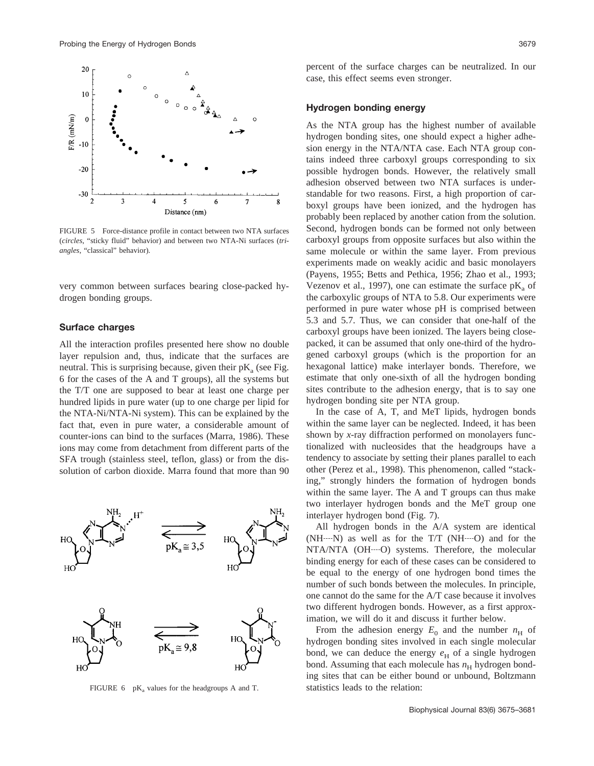FIGURE 5 Force-distance profile in contact between two NTA surfaces (*circles*, "sticky fluid" behavior) and between two NTA-Ni surfaces (*triangles*, "classical" behavior).

very common between surfaces bearing close-packed hydrogen bonding groups.

### Surface charges

All the interaction profiles presented here show no double layer repulsion and, thus, indicate that the surfaces are neutral. This is surprising because, given their $pK_a$ (see Fig. 6 for the cases of the A and T groups), all the systems but the T/T one are supposed to bear at least one charge per hundred lipids in pure water (up to one charge per lipid for the NTA-Ni/NTA-Ni system). This can be explained by the fact that, even in pure water, a considerable amount of counter-ions can bind to the surfaces (Marra, 1986). These ions may come from detachment from different parts of the SFA trough (stainless steel, teflon, glass) or from the dissolution of carbon dioxide. Marra found that more than 90 percent of the surface charges can be neutralized. In our case, this effect seems even stronger.

FIGURE 6 $pK_a$ values for the headgroups A and T.

### Hydrogen bonding energy

As the NTA group has the highest number of available hydrogen bonding sites, one should expect a higher adhesion energy in the NTA/NTA case. Each NTA group contains indeed three carboxyl groups corresponding to six possible hydrogen bonds. However, the relatively small adhesion observed between two NTA surfaces is understandable for two reasons. First, a high proportion of carboxyl groups have been ionized, and the hydrogen has probably been replaced by another cation from the solution. Second, hydrogen bonds can be formed not only between carboxyl groups from opposite surfaces but also within the same molecule or within the same layer. From previous experiments made on weakly acidic and basic monolayers (Payens, 1955; Betts and Pethica, 1956; Zhao et al., 1993; Vezenov et al., 1997), one can estimate the surface $pK_a$ of the carboxylic groups of NTA to 5.8. Our experiments were performed in pure water whose pH is comprised between 5.3 and 5.7. Thus, we can consider that one-half of the carboxyl groups have been ionized. The layers being close-packed, it can be assumed that only one-third of the hydrogened carboxyl groups (which is the proportion for an hexagonal lattice) make interlayer bonds. Therefore, we estimate that only one-sixth of all the hydrogen bonding sites contribute to the adhesion energy, that is to say one hydrogen bonding site per NTA group.

In the case of A, T, and MeT lipids, hydrogen bonds within the same layer can be neglected. Indeed, it has been shown by *x*-ray diffraction performed on monolayers functionalized with nucleosides that the headgroups have a tendency to associate by setting their planes parallel to each other (Perez et al., 1998). This phenomenon, called "stacking," strongly hinders the formation of hydrogen bonds within the same layer. The A and T groups can thus make two interlayer hydrogen bonds and the MeT group one interlayer hydrogen bond (Fig. 7).

All hydrogen bonds in the A/A system are identical (NH----N) as well as for the T/T (NH----O) and for the NTA/NTA (OH----O) systems. Therefore, the molecular binding energy for each of these cases can be considered to be equal to the energy of one hydrogen bond times the number of such bonds between the molecules. In principle, one cannot do the same for the A/T case because it involves two different hydrogen bonds. However, as a first approximation, we will do it and discuss it further below.

From the adhesion energy $E_0$ and the number $n_H$ of hydrogen bonding sites involved in each single molecular bond, we can deduce the energy $e_H$ of a single hydrogen bond. Assuming that each molecule has $n_H$ hydrogen bonding sites that can be either bound or unbound, Boltzmann statistics leads to the relation: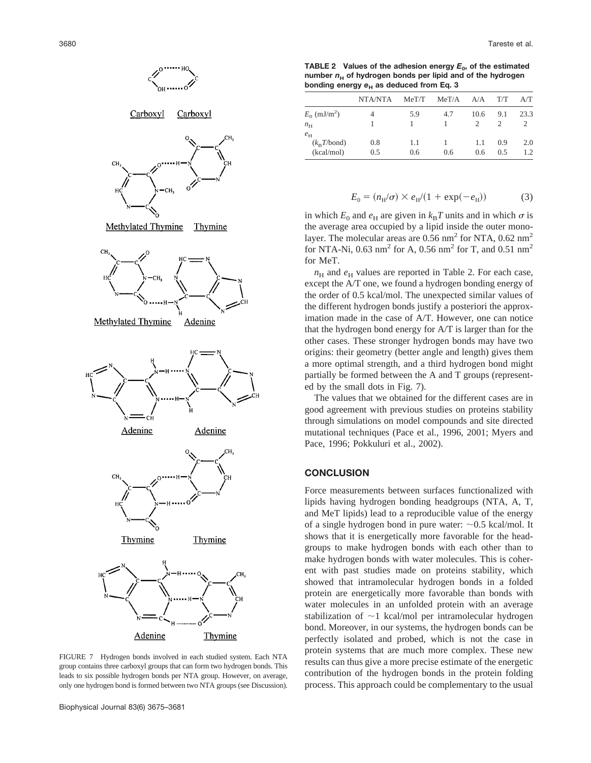FIGURE 7 Hydrogen bonds involved in each studied system. Each NTA group contains three carboxyl groups that can form two hydrogen bonds. This leads to six possible hydrogen bonds per NTA group. However, on average, only one hydrogen bond is formed between two NTA groups (see Discussion).

**TABLE 2 Values of the adhesion energy $E_0$, of the estimated number $n_H$ of hydrogen bonds per lipid and of the hydrogen bonding energy $e_H$ as deduced from Eq. 3**

| | NTA/NTA | MeT/T | MeT/A | A/A | T/T | A/T |
|---|---|---|---|---|---|---|
| $E_0$ (mJ/m$^2$) | 4 | 5.9 | 4.7 | 10.6 | 9.1 | 23.3 |
| $n_H$ | 1 | 1 | 1 | 2 | 2 | 2 |
| $e_H$ | | | | | | |
| ($k_BT$/bond) | 0.8 | 1.1 | 1 | 1.1 | 0.9 | 2.0 |
| (kcal/mol) | 0.5 | 0.6 | 0.6 | 0.6 | 0.5 | 1.2 |

$$E_0 = (n_H/\sigma) \times e_H/(1 + \exp(-e_H)) \tag{3}$$

in which $E_0$ and $e_H$ are given in $k_BT$ units and in which $\sigma$ is the average area occupied by a lipid inside the outer monolayer. The molecular areas are 0.56 nm$^2$ for NTA, 0.62 nm$^2$ for NTA-Ni, 0.63 nm$^2$ for A, 0.56 nm$^2$ for T, and 0.51 nm$^2$ for MeT.

$n_H$ and $e_H$ values are reported in Table 2. For each case, except the A/T one, we found a hydrogen bonding energy of the order of 0.5 kcal/mol. The unexpected similar values of the different hydrogen bonds justify a posteriori the approximation made in the case of A/T. However, one can notice that the hydrogen bond energy for A/T is larger than for the other cases. These stronger hydrogen bonds may have two origins: their geometry (better angle and length) gives them a more optimal strength, and a third hydrogen bond might partially be formed between the A and T groups (represented by the small dots in Fig. 7).

The values that we obtained for the different cases are in good agreement with previous studies on proteins stability through simulations on model compounds and site directed mutational techniques (Pace et al., 1996, 2001; Myers and Pace, 1996; Pokkuluri et al., 2002).

## CONCLUSION

Force measurements between surfaces functionalized with lipids having hydrogen bonding headgroups (NTA, A, T, and MeT lipids) lead to a reproducible value of the energy of a single hydrogen bond in pure water: ~0.5 kcal/mol. It shows that it is energetically more favorable for the headgroups to make hydrogen bonds with each other than to make hydrogen bonds with water molecules. This is coherent with past studies made on proteins stability, which showed that intramolecular hydrogen bonds in a folded protein are energetically more favorable than bonds with water molecules in an unfolded protein with an average stabilization of ~1 kcal/mol per intramolecular hydrogen bond. Moreover, in our systems, the hydrogen bonds can be perfectly isolated and probed, which is not the case in protein systems that are much more complex. These new results can thus give a more precise estimate of the energetic contribution of the hydrogen bonds in the protein folding process. This approach could be complementary to the usual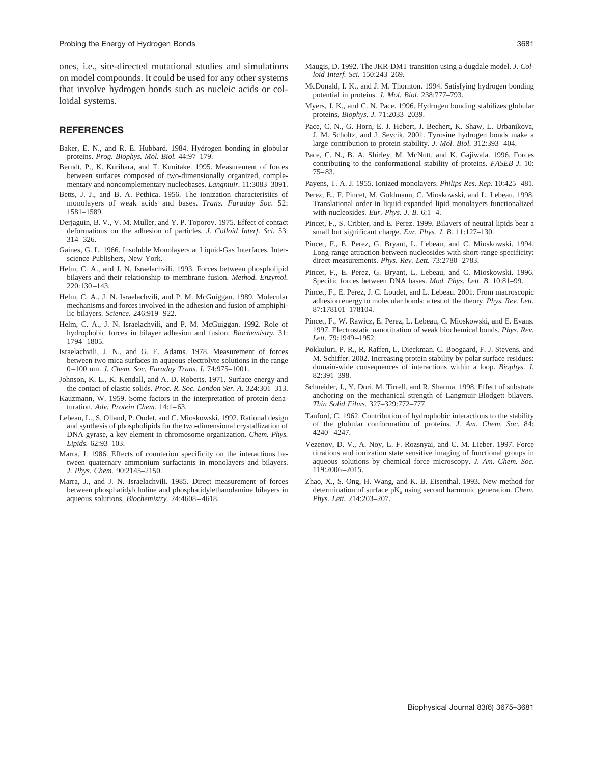ones, i.e., site-directed mutational studies and simulations on model compounds. It could be used for any other systems that involve hydrogen bonds such as nucleic acids or colloidal systems.

## REFERENCES

Baker, E. N., and R. E. Hubbard. 1984. Hydrogen bonding in globular proteins. *Prog. Biophys. Mol. Biol.* 44:97–179.

Berndt, P., K. Kurihara, and T. Kunitake. 1995. Measurement of forces between surfaces composed of two-dimensionally organized, complementary and noncomplementary nucleobases. *Langmuir.* 11:3083–3091.

Betts, J. J., and B. A. Pethica. 1956. The ionization characteristics of monolayers of weak acids and bases. *Trans. Faraday Soc.* 52: 1581–1589.

Derjaguin, B. V., V. M. Muller, and Y. P. Toporov. 1975. Effect of contact deformations on the adhesion of particles. *J. Colloid Interf. Sci.* 53: 314–326.

Gaines, G. L. 1966. Insoluble Monolayers at Liquid-Gas Interfaces. Interscience Publishers, New York.

Helm, C. A., and J. N. Israelachvili. 1993. Forces between phospholipid bilayers and their relationship to membrane fusion. *Method. Enzymol.* 220:130–143.

Helm, C. A., J. N. Israelachvili, and P. M. McGuiggan. 1989. Molecular mechanisms and forces involved in the adhesion and fusion of amphiphilic bilayers. *Science.* 246:919–922.

Helm, C. A., J. N. Israelachvili, and P. M. McGuiggan. 1992. Role of hydrophobic forces in bilayer adhesion and fusion. *Biochemistry.* 31: 1794–1805.

Israelachvili, J. N., and G. E. Adams. 1978. Measurement of forces between two mica surfaces in aqueous electrolyte solutions in the range 0–100 nm. *J. Chem. Soc. Faraday Trans. I.* 74:975–1001.

Johnson, K. L., K. Kendall, and A. D. Roberts. 1971. Surface energy and the contact of elastic solids. *Proc. R. Soc. London Ser. A.* 324:301–313.

Kauzmann, W. 1959. Some factors in the interpretation of protein denaturation. *Adv. Protein Chem.* 14:1–63.

Lebeau, L., S. Olland, P. Oudet, and C. Mioskowski. 1992. Rational design and synthesis of phospholipids for the two-dimensional crystallization of DNA gyrase, a key element in chromosome organization. *Chem. Phys. Lipids.* 62:93–103.

Marra, J. 1986. Effects of counterion specificity on the interactions between quaternary ammonium surfactants in monolayers and bilayers. *J. Phys. Chem.* 90:2145–2150.

Marra, J., and J. N. Israelachvili. 1985. Direct measurement of forces between phosphatidylcholine and phosphatidylethanolamine bilayers in aqueous solutions. *Biochemistry.* 24:4608–4618.

Maugis, D. 1992. The JKR-DMT transition using a dugdale model. *J. Colloid Interf. Sci.* 150:243–269.

McDonald, I. K., and J. M. Thornton. 1994. Satisfying hydrogen bonding potential in proteins. *J. Mol. Biol.* 238:777–793.

Myers, J. K., and C. N. Pace. 1996. Hydrogen bonding stabilizes globular proteins. *Biophys. J.* 71:2033–2039.

Pace, C. N., G. Horn, E. J. Hebert, J. Bechert, K. Shaw, L. Urbanikova, J. M. Scholtz, and J. Sevcik. 2001. Tyrosine hydrogen bonds make a large contribution to protein stability. *J. Mol. Biol.* 312:393–404.

Pace, C. N., B. A. Shirley, M. McNutt, and K. Gajiwala. 1996. Forces contributing to the conformational stability of proteins. *FASEB J.* 10: 75–83.

Payens, T. A. J. 1955. Ionized monolayers. *Philips Res. Rep.* 10:425–481.

Perez, E., F. Pincet, M. Goldmann, C. Mioskowski, and L. Lebeau. 1998. Translational order in liquid-expanded lipid monolayers functionalized with nucleosides. *Eur. Phys. J. B.* 6:1–4.

Pincet, F., S. Cribier, and E. Perez. 1999. Bilayers of neutral lipids bear a small but significant charge. *Eur. Phys. J. B.* 11:127–130.

Pincet, F., E. Perez, G. Bryant, L. Lebeau, and C. Mioskowski. 1994. Long-range attraction between nucleosides with short-range specificity: direct measurements. *Phys. Rev. Lett.* 73:2780–2783.

Pincet, F., E. Perez, G. Bryant, L. Lebeau, and C. Mioskowski. 1996. Specific forces between DNA bases. *Mod. Phys. Lett. B.* 10:81–99.

Pincet, F., E. Perez, J. C. Loudet, and L. Lebeau. 2001. From macroscopic adhesion energy to molecular bonds: a test of the theory. *Phys. Rev. Lett.* 87:178101–178104.

Pincet, F., W. Rawicz, E. Perez, L. Lebeau, C. Mioskowski, and E. Evans. 1997. Electrostatic nanotitration of weak biochemical bonds. *Phys. Rev. Lett.* 79:1949–1952.

Pokkuluri, P. R., R. Raffen, L. Dieckman, C. Boogaard, F. J. Stevens, and M. Schiffer. 2002. Increasing protein stability by polar surface residues: domain-wide consequences of interactions within a loop. *Biophys. J.* 82:391–398.

Schneider, J., Y. Dori, M. Tirrell, and R. Sharma. 1998. Effect of substrate anchoring on the mechanical strength of Langmuir-Blodgett bilayers. *Thin Solid Films.* 327–329:772–777.

Tanford, C. 1962. Contribution of hydrophobic interactions to the stability of the globular conformation of proteins. *J. Am. Chem. Soc.* 84: 4240–4247.

Vezenov, D. V., A. Noy, L. F. Rozsnyai, and C. M. Lieber. 1997. Force titrations and ionization state sensitive imaging of functional groups in aqueous solutions by chemical force microscopy. *J. Am. Chem. Soc.* 119:2006–2015.

Zhao, X., S. Ong, H. Wang, and K. B. Eisenthal. 1993. New method for determination of surface $pK_a$ using second harmonic generation. *Chem. Phys. Lett.* 214:203–207.